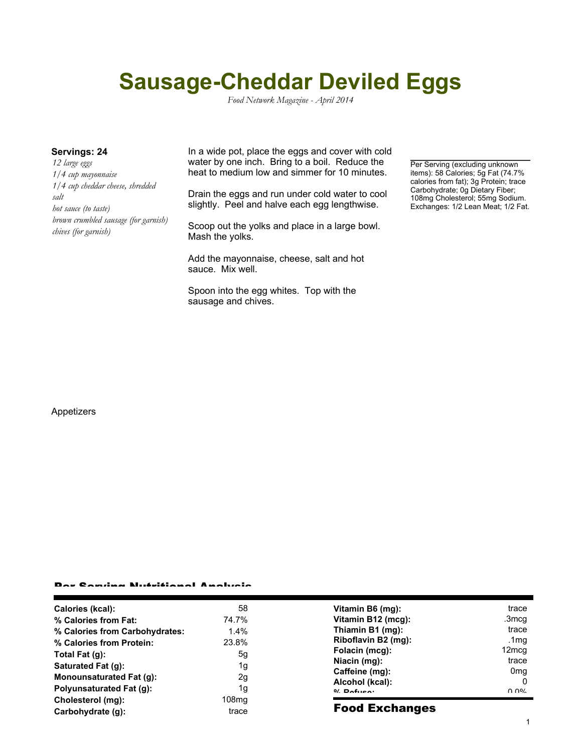# Sausage-Cheddar Deviled Eggs

*Food Network Magazine - April 2014*

**Servings: 24**

*12 large eggs*
*1/4 cup mayonnaise*
*1/4 cup cheddar cheese, shredded*
*salt*
*hot sauce (to taste)*
*brown crumbled sausage (for garnish)*
*chives (for garnish)*

In a wide pot, place the eggs and cover with cold water by one inch. Bring to a boil. Reduce the heat to medium low and simmer for 10 minutes.

Drain the eggs and run under cold water to cool slightly. Peel and halve each egg lengthwise.

Scoop out the yolks and place in a large bowl. Mash the yolks.

Add the mayonnaise, cheese, salt and hot sauce. Mix well.

Spoon into the egg whites. Top with the sausage and chives.

Per Serving (excluding unknown items): 58 Calories; 5g Fat (74.7% calories from fat); 3g Protein; trace Carbohydrate; 0g Dietary Fiber; 108mg Cholesterol; 55mg Sodium. Exchanges: 1/2 Lean Meat; 1/2 Fat.

Appetizers

## Per Serving Nutritional Analysis

| | | | |
|---|---|---|---|
| **Calories (kcal):** | 58 | **Vitamin B6 (mg):** | trace |
| **% Calories from Fat:** | 74.7% | **Vitamin B12 (mcg):** | .3mcg |
| **% Calories from Carbohydrates:** | 1.4% | **Thiamin B1 (mg):** | trace |
| **% Calories from Protein:** | 23.8% | **Riboflavin B2 (mg):** | .1mg |
| **Total Fat (g):** | 5g | **Folacin (mcg):** | 12mcg |
| **Saturated Fat (g):** | 1g | **Niacin (mg):** | trace |
| **Monounsaturated Fat (g):** | 2g | **Caffeine (mg):** | 0mg |
| **Polyunsaturated Fat (g):** | 1g | **Alcohol (kcal):** | 0 |
| **Cholesterol (mg):** | 108mg | **% Refuse:** | 0.0% |
| **Carbohydrate (g):** | trace | | |

## Food Exchanges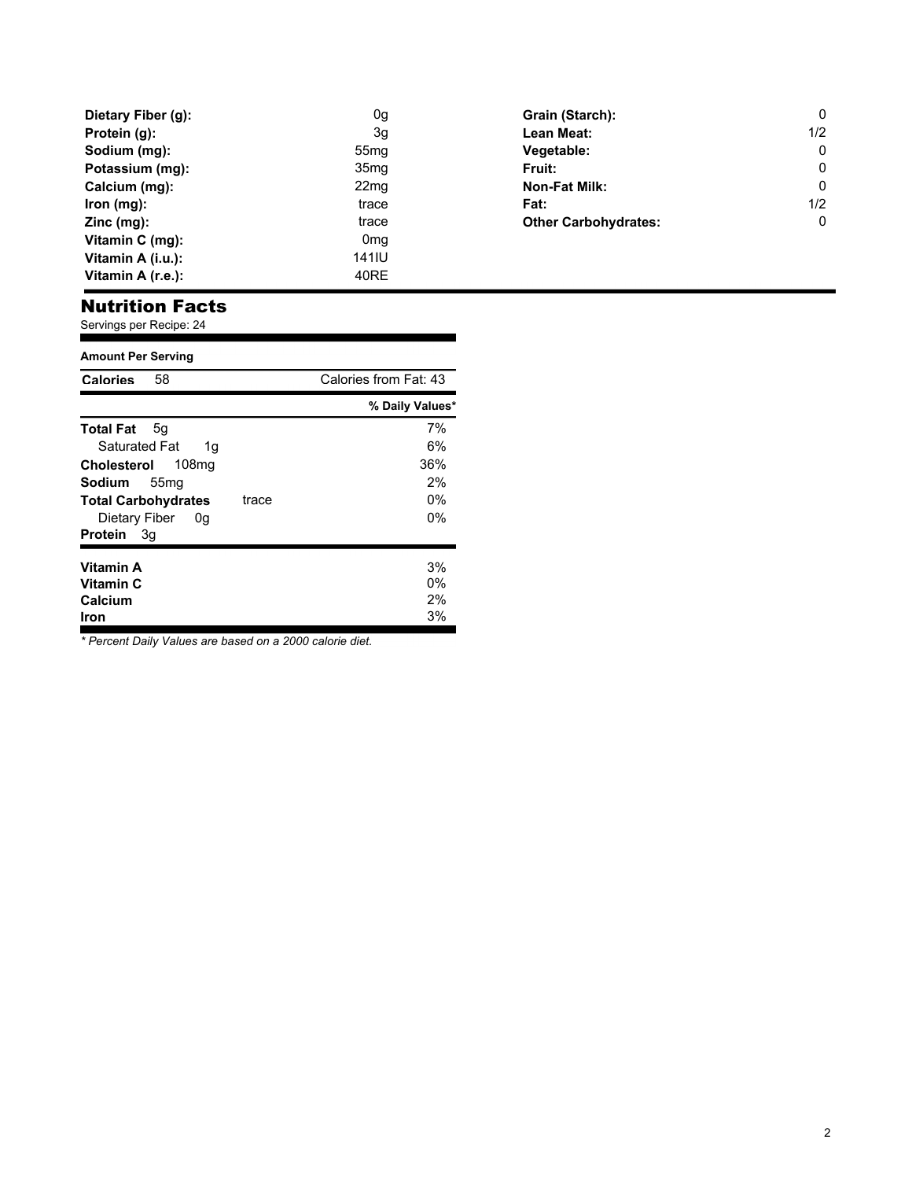| | |
|---|---|
| **Dietary Fiber (g):** | 0g |
| **Protein (g):** | 3g |
| **Sodium (mg):** | 55mg |
| **Potassium (mg):** | 35mg |
| **Calcium (mg):** | 22mg |
| **Iron (mg):** | trace |
| **Zinc (mg):** | trace |
| **Vitamin C (mg):** | 0mg |
| **Vitamin A (i.u.):** | 141IU |
| **Vitamin A (r.e.):** | 40RE |

| | |
|---|---|
| **Grain (Starch):** | 0 |
| **Lean Meat:** | 1/2 |
| **Vegetable:** | 0 |
| **Fruit:** | 0 |
| **Non-Fat Milk:** | 0 |
| **Fat:** | 1/2 |
| **Other Carbohydrates:** | 0 |

## Nutrition Facts

Servings per Recipe: 24

**Amount Per Serving**

| | |
|---|---|
| **Calories** 58 | Calories from Fat: 43 |
| | **% Daily Values*** |
| **Total Fat** 5g | 7% |
| Saturated Fat 1g | 6% |
| **Cholesterol** 108mg | 36% |
| **Sodium** 55mg | 2% |
| **Total Carbohydrates** trace | 0% |
| Dietary Fiber 0g | 0% |
| **Protein** 3g | |
| **Vitamin A** | 3% |
| **Vitamin C** | 0% |
| **Calcium** | 2% |
| **Iron** | 3% |

*\* Percent Daily Values are based on a 2000 calorie diet.*